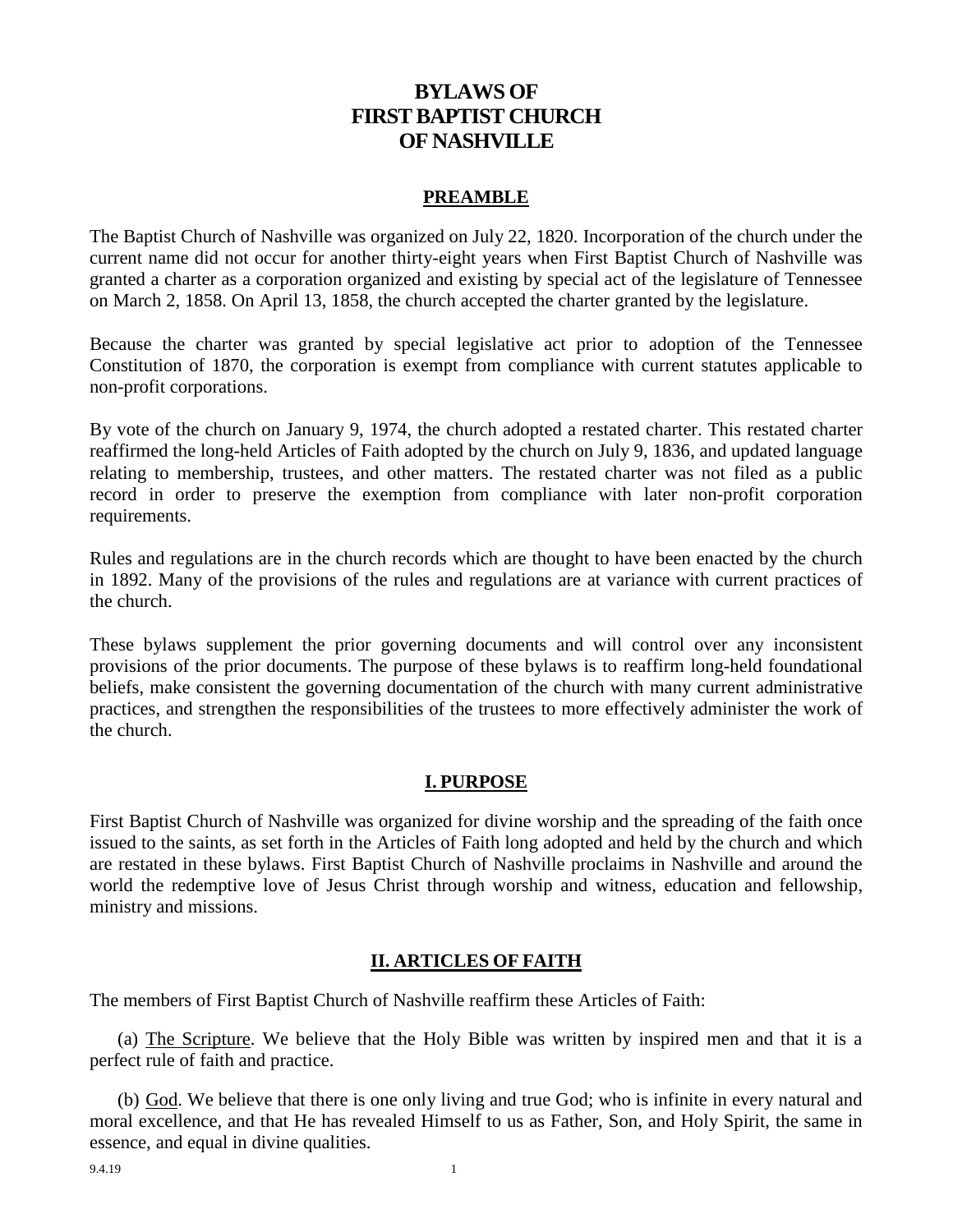# BYLAWS OF FIRST BAPTIST CHURCH OF NASHVILLE

## PREAMBLE

The Baptist Church of Nashville was organized on July 22, 1820. Incorporation of the church under the current name did not occur for another thirty-eight years when First Baptist Church of Nashville was granted a charter as a corporation organized and existing by special act of the legislature of Tennessee on March 2, 1858. On April 13, 1858, the church accepted the charter granted by the legislature.

Because the charter was granted by special legislative act prior to adoption of the Tennessee Constitution of 1870, the corporation is exempt from compliance with current statutes applicable to non-profit corporations.

By vote of the church on January 9, 1974, the church adopted a restated charter. This restated charter reaffirmed the long-held Articles of Faith adopted by the church on July 9, 1836, and updated language relating to membership, trustees, and other matters. The restated charter was not filed as a public record in order to preserve the exemption from compliance with later non-profit corporation requirements.

Rules and regulations are in the church records which are thought to have been enacted by the church in 1892. Many of the provisions of the rules and regulations are at variance with current practices of the church.

These bylaws supplement the prior governing documents and will control over any inconsistent provisions of the prior documents. The purpose of these bylaws is to reaffirm long-held foundational beliefs, make consistent the governing documentation of the church with many current administrative practices, and strengthen the responsibilities of the trustees to more effectively administer the work of the church.

## I. PURPOSE

First Baptist Church of Nashville was organized for divine worship and the spreading of the faith once issued to the saints, as set forth in the Articles of Faith long adopted and held by the church and which are restated in these bylaws. First Baptist Church of Nashville proclaims in Nashville and around the world the redemptive love of Jesus Christ through worship and witness, education and fellowship, ministry and missions.

## II. ARTICLES OF FAITH

The members of First Baptist Church of Nashville reaffirm these Articles of Faith:

(a) The Scripture. We believe that the Holy Bible was written by inspired men and that it is a perfect rule of faith and practice.

(b) God. We believe that there is one only living and true God; who is infinite in every natural and moral excellence, and that He has revealed Himself to us as Father, Son, and Holy Spirit, the same in essence, and equal in divine qualities.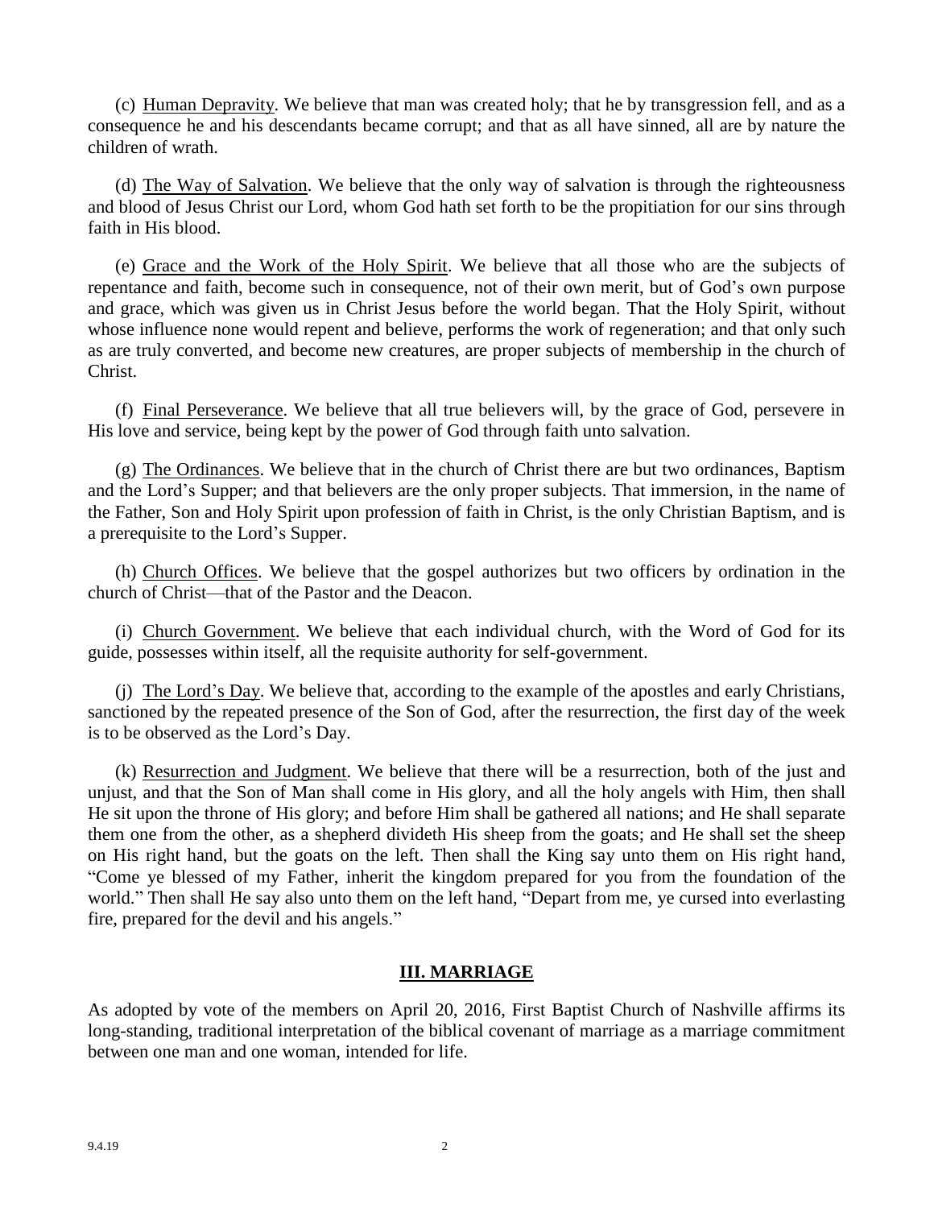(c) Human Depravity. We believe that man was created holy; that he by transgression fell, and as a consequence he and his descendants became corrupt; and that as all have sinned, all are by nature the children of wrath.

(d) The Way of Salvation. We believe that the only way of salvation is through the righteousness and blood of Jesus Christ our Lord, whom God hath set forth to be the propitiation for our sins through faith in His blood.

(e) Grace and the Work of the Holy Spirit. We believe that all those who are the subjects of repentance and faith, become such in consequence, not of their own merit, but of God's own purpose and grace, which was given us in Christ Jesus before the world began. That the Holy Spirit, without whose influence none would repent and believe, performs the work of regeneration; and that only such as are truly converted, and become new creatures, are proper subjects of membership in the church of Christ.

(f) Final Perseverance. We believe that all true believers will, by the grace of God, persevere in His love and service, being kept by the power of God through faith unto salvation.

(g) The Ordinances. We believe that in the church of Christ there are but two ordinances, Baptism and the Lord's Supper; and that believers are the only proper subjects. That immersion, in the name of the Father, Son and Holy Spirit upon profession of faith in Christ, is the only Christian Baptism, and is a prerequisite to the Lord's Supper.

(h) Church Offices. We believe that the gospel authorizes but two officers by ordination in the church of Christ—that of the Pastor and the Deacon.

(i) Church Government. We believe that each individual church, with the Word of God for its guide, possesses within itself, all the requisite authority for self-government.

(j) The Lord's Day. We believe that, according to the example of the apostles and early Christians, sanctioned by the repeated presence of the Son of God, after the resurrection, the first day of the week is to be observed as the Lord's Day.

(k) Resurrection and Judgment. We believe that there will be a resurrection, both of the just and unjust, and that the Son of Man shall come in His glory, and all the holy angels with Him, then shall He sit upon the throne of His glory; and before Him shall be gathered all nations; and He shall separate them one from the other, as a shepherd divideth His sheep from the goats; and He shall set the sheep on His right hand, but the goats on the left. Then shall the King say unto them on His right hand, "Come ye blessed of my Father, inherit the kingdom prepared for you from the foundation of the world." Then shall He say also unto them on the left hand, "Depart from me, ye cursed into everlasting fire, prepared for the devil and his angels."

## III. MARRIAGE

As adopted by vote of the members on April 20, 2016, First Baptist Church of Nashville affirms its long-standing, traditional interpretation of the biblical covenant of marriage as a marriage commitment between one man and one woman, intended for life.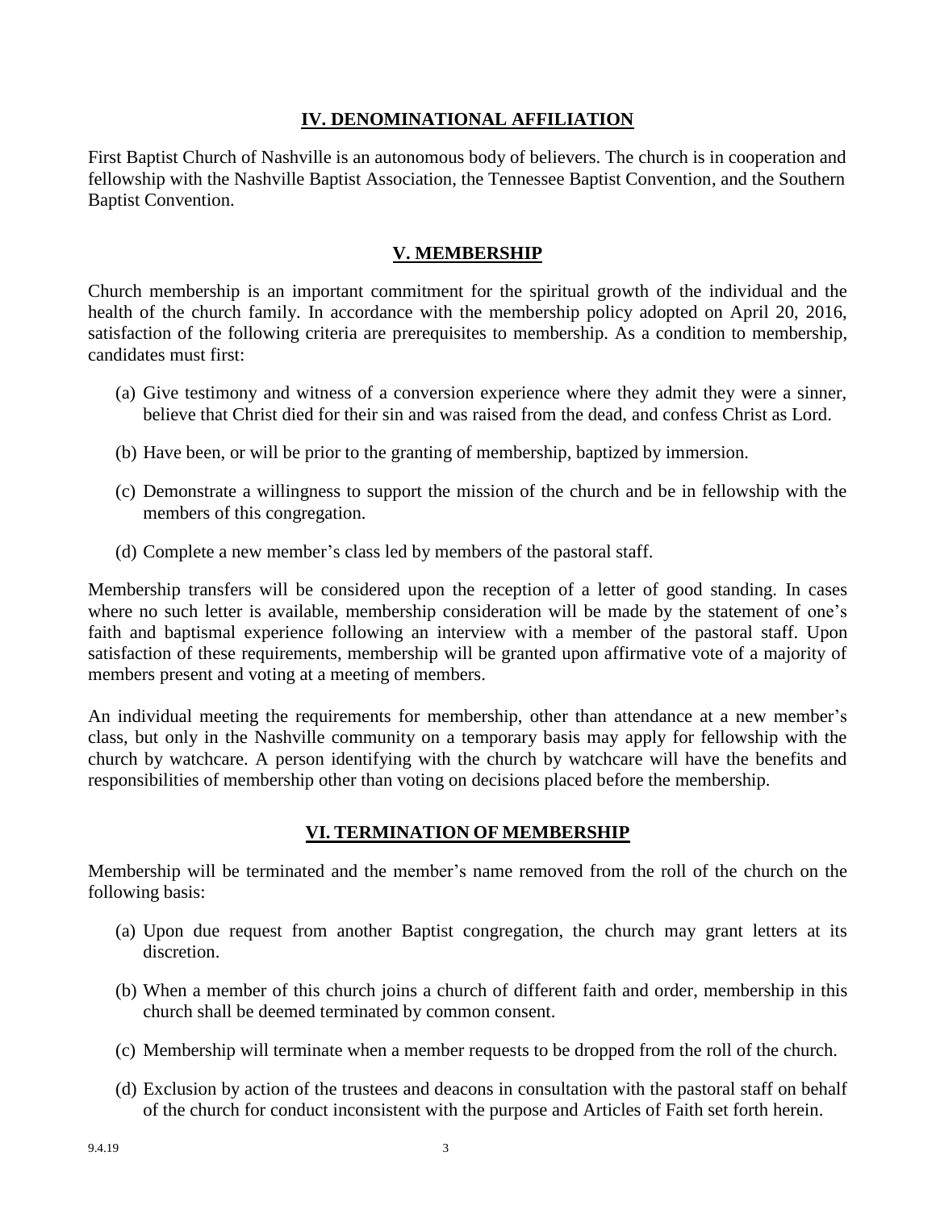## IV. DENOMINATIONAL AFFILIATION

First Baptist Church of Nashville is an autonomous body of believers. The church is in cooperation and fellowship with the Nashville Baptist Association, the Tennessee Baptist Convention, and the Southern Baptist Convention.

## V. MEMBERSHIP

Church membership is an important commitment for the spiritual growth of the individual and the health of the church family. In accordance with the membership policy adopted on April 20, 2016, satisfaction of the following criteria are prerequisites to membership. As a condition to membership, candidates must first:

(a) Give testimony and witness of a conversion experience where they admit they were a sinner, believe that Christ died for their sin and was raised from the dead, and confess Christ as Lord.

(b) Have been, or will be prior to the granting of membership, baptized by immersion.

(c) Demonstrate a willingness to support the mission of the church and be in fellowship with the members of this congregation.

(d) Complete a new member's class led by members of the pastoral staff.

Membership transfers will be considered upon the reception of a letter of good standing. In cases where no such letter is available, membership consideration will be made by the statement of one's faith and baptismal experience following an interview with a member of the pastoral staff. Upon satisfaction of these requirements, membership will be granted upon affirmative vote of a majority of members present and voting at a meeting of members.

An individual meeting the requirements for membership, other than attendance at a new member's class, but only in the Nashville community on a temporary basis may apply for fellowship with the church by watchcare. A person identifying with the church by watchcare will have the benefits and responsibilities of membership other than voting on decisions placed before the membership.

## VI. TERMINATION OF MEMBERSHIP

Membership will be terminated and the member's name removed from the roll of the church on the following basis:

(a) Upon due request from another Baptist congregation, the church may grant letters at its discretion.

(b) When a member of this church joins a church of different faith and order, membership in this church shall be deemed terminated by common consent.

(c) Membership will terminate when a member requests to be dropped from the roll of the church.

(d) Exclusion by action of the trustees and deacons in consultation with the pastoral staff on behalf of the church for conduct inconsistent with the purpose and Articles of Faith set forth herein.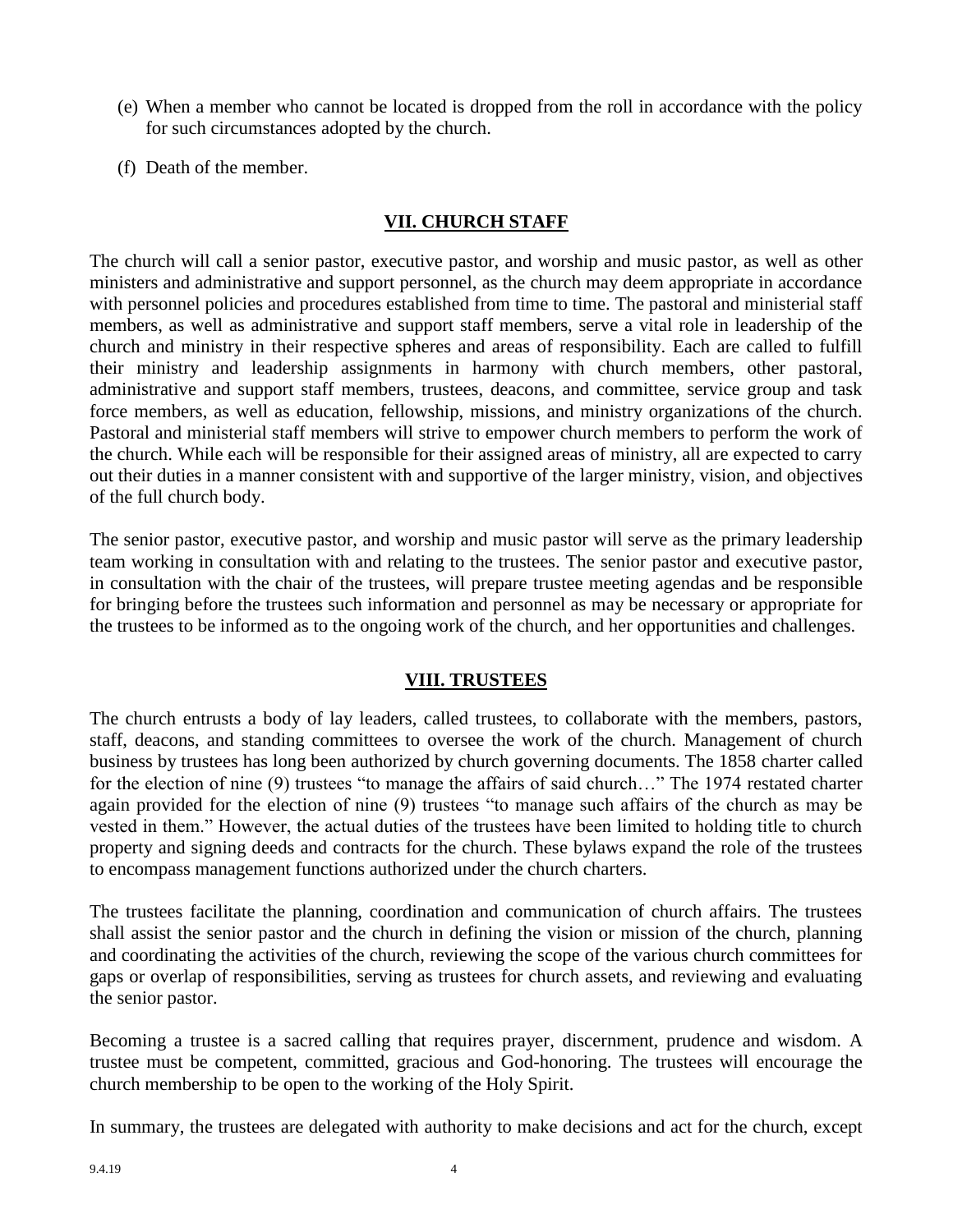(e) When a member who cannot be located is dropped from the roll in accordance with the policy for such circumstances adopted by the church.

(f) Death of the member.

## VII. CHURCH STAFF

The church will call a senior pastor, executive pastor, and worship and music pastor, as well as other ministers and administrative and support personnel, as the church may deem appropriate in accordance with personnel policies and procedures established from time to time. The pastoral and ministerial staff members, as well as administrative and support staff members, serve a vital role in leadership of the church and ministry in their respective spheres and areas of responsibility. Each are called to fulfill their ministry and leadership assignments in harmony with church members, other pastoral, administrative and support staff members, trustees, deacons, and committee, service group and task force members, as well as education, fellowship, missions, and ministry organizations of the church. Pastoral and ministerial staff members will strive to empower church members to perform the work of the church. While each will be responsible for their assigned areas of ministry, all are expected to carry out their duties in a manner consistent with and supportive of the larger ministry, vision, and objectives of the full church body.

The senior pastor, executive pastor, and worship and music pastor will serve as the primary leadership team working in consultation with and relating to the trustees. The senior pastor and executive pastor, in consultation with the chair of the trustees, will prepare trustee meeting agendas and be responsible for bringing before the trustees such information and personnel as may be necessary or appropriate for the trustees to be informed as to the ongoing work of the church, and her opportunities and challenges.

## VIII. TRUSTEES

The church entrusts a body of lay leaders, called trustees, to collaborate with the members, pastors, staff, deacons, and standing committees to oversee the work of the church. Management of church business by trustees has long been authorized by church governing documents. The 1858 charter called for the election of nine (9) trustees "to manage the affairs of said church…" The 1974 restated charter again provided for the election of nine (9) trustees "to manage such affairs of the church as may be vested in them." However, the actual duties of the trustees have been limited to holding title to church property and signing deeds and contracts for the church. These bylaws expand the role of the trustees to encompass management functions authorized under the church charters.

The trustees facilitate the planning, coordination and communication of church affairs. The trustees shall assist the senior pastor and the church in defining the vision or mission of the church, planning and coordinating the activities of the church, reviewing the scope of the various church committees for gaps or overlap of responsibilities, serving as trustees for church assets, and reviewing and evaluating the senior pastor.

Becoming a trustee is a sacred calling that requires prayer, discernment, prudence and wisdom. A trustee must be competent, committed, gracious and God-honoring. The trustees will encourage the church membership to be open to the working of the Holy Spirit.

In summary, the trustees are delegated with authority to make decisions and act for the church, except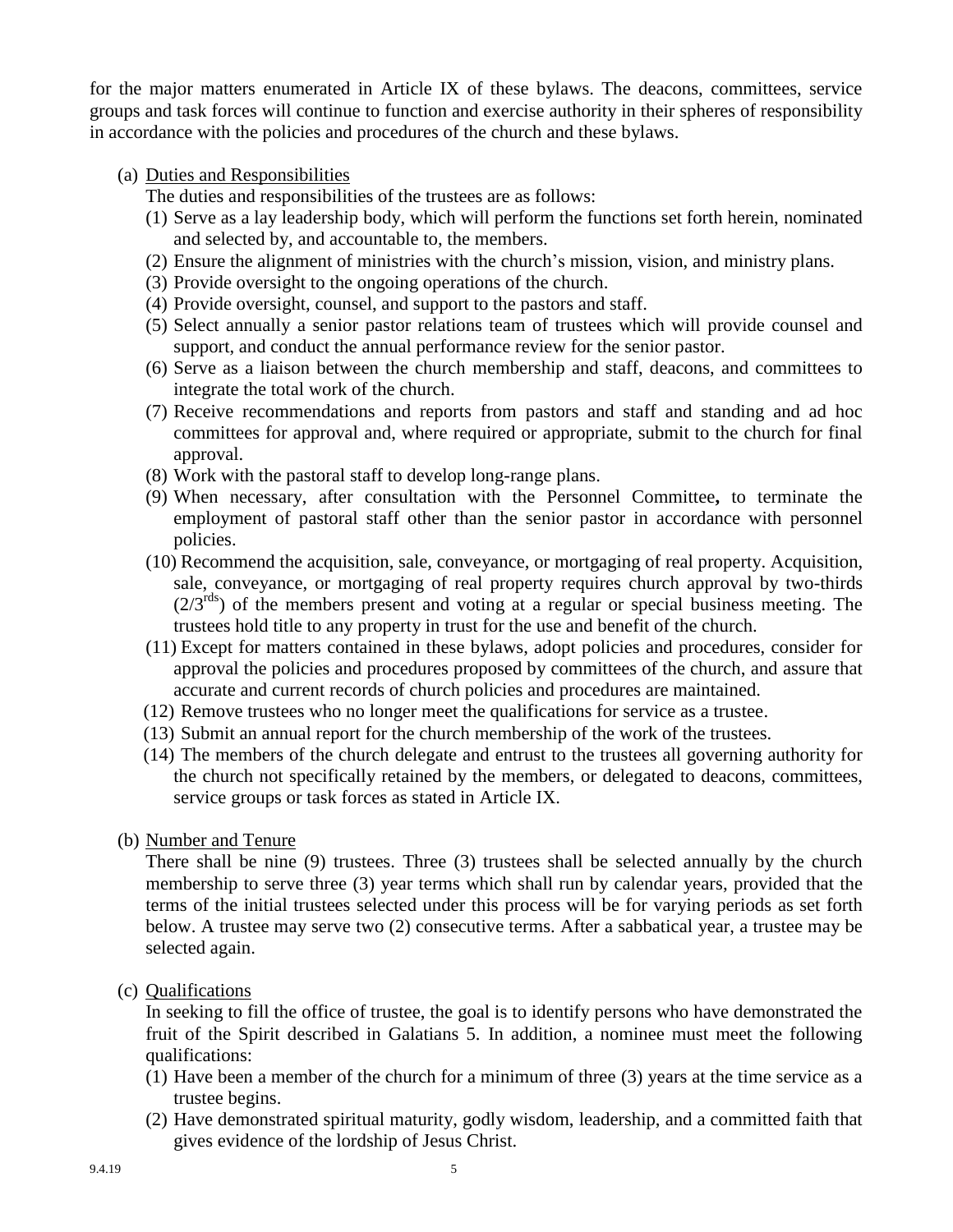for the major matters enumerated in Article IX of these bylaws. The deacons, committees, service groups and task forces will continue to function and exercise authority in their spheres of responsibility in accordance with the policies and procedures of the church and these bylaws.

(a) <u>Duties and Responsibilities</u>

The duties and responsibilities of the trustees are as follows:

(1) Serve as a lay leadership body, which will perform the functions set forth herein, nominated and selected by, and accountable to, the members.
(2) Ensure the alignment of ministries with the church's mission, vision, and ministry plans.
(3) Provide oversight to the ongoing operations of the church.
(4) Provide oversight, counsel, and support to the pastors and staff.
(5) Select annually a senior pastor relations team of trustees which will provide counsel and support, and conduct the annual performance review for the senior pastor.
(6) Serve as a liaison between the church membership and staff, deacons, and committees to integrate the total work of the church.
(7) Receive recommendations and reports from pastors and staff and standing and ad hoc committees for approval and, where required or appropriate, submit to the church for final approval.
(8) Work with the pastoral staff to develop long-range plans.
(9) When necessary, after consultation with the Personnel Committee**,** to terminate the employment of pastoral staff other than the senior pastor in accordance with personnel policies.
(10) Recommend the acquisition, sale, conveyance, or mortgaging of real property. Acquisition, sale, conveyance, or mortgaging of real property requires church approval by two-thirds ($2/3^{rds}$) of the members present and voting at a regular or special business meeting. The trustees hold title to any property in trust for the use and benefit of the church.
(11) Except for matters contained in these bylaws, adopt policies and procedures, consider for approval the policies and procedures proposed by committees of the church, and assure that accurate and current records of church policies and procedures are maintained.
(12) Remove trustees who no longer meet the qualifications for service as a trustee.
(13) Submit an annual report for the church membership of the work of the trustees.
(14) The members of the church delegate and entrust to the trustees all governing authority for the church not specifically retained by the members, or delegated to deacons, committees, service groups or task forces as stated in Article IX.

(b) <u>Number and Tenure</u>

There shall be nine (9) trustees. Three (3) trustees shall be selected annually by the church membership to serve three (3) year terms which shall run by calendar years, provided that the terms of the initial trustees selected under this process will be for varying periods as set forth below. A trustee may serve two (2) consecutive terms. After a sabbatical year, a trustee may be selected again.

(c) <u>Qualifications</u>

In seeking to fill the office of trustee, the goal is to identify persons who have demonstrated the fruit of the Spirit described in Galatians 5. In addition, a nominee must meet the following qualifications:

(1) Have been a member of the church for a minimum of three (3) years at the time service as a trustee begins.
(2) Have demonstrated spiritual maturity, godly wisdom, leadership, and a committed faith that gives evidence of the lordship of Jesus Christ.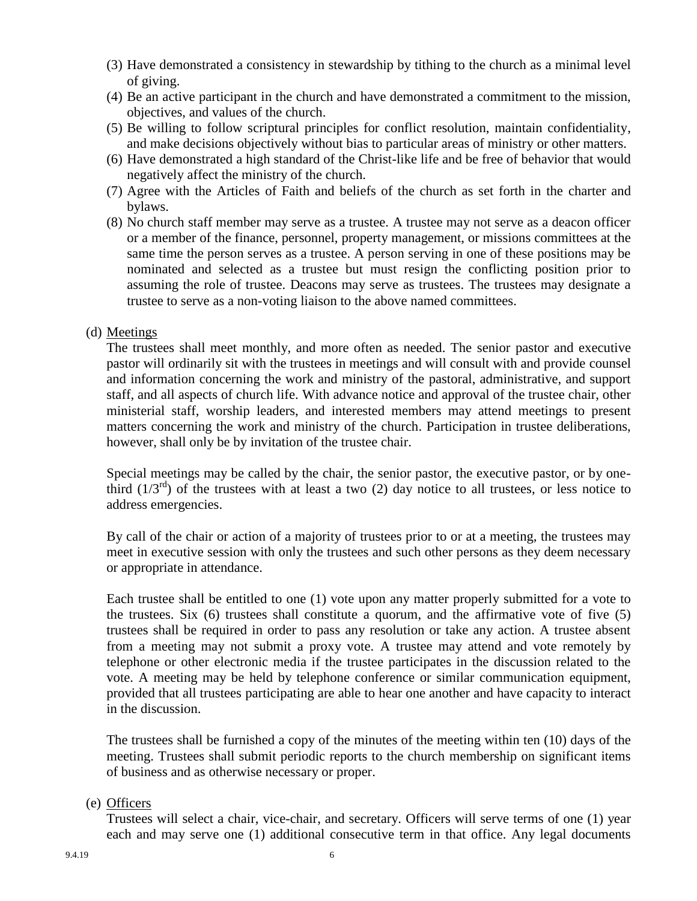(3) Have demonstrated a consistency in stewardship by tithing to the church as a minimal level of giving.

(4) Be an active participant in the church and have demonstrated a commitment to the mission, objectives, and values of the church.

(5) Be willing to follow scriptural principles for conflict resolution, maintain confidentiality, and make decisions objectively without bias to particular areas of ministry or other matters.

(6) Have demonstrated a high standard of the Christ-like life and be free of behavior that would negatively affect the ministry of the church.

(7) Agree with the Articles of Faith and beliefs of the church as set forth in the charter and bylaws.

(8) No church staff member may serve as a trustee. A trustee may not serve as a deacon officer or a member of the finance, personnel, property management, or missions committees at the same time the person serves as a trustee. A person serving in one of these positions may be nominated and selected as a trustee but must resign the conflicting position prior to assuming the role of trustee. Deacons may serve as trustees. The trustees may designate a trustee to serve as a non-voting liaison to the above named committees.

(d) Meetings

The trustees shall meet monthly, and more often as needed. The senior pastor and executive pastor will ordinarily sit with the trustees in meetings and will consult with and provide counsel and information concerning the work and ministry of the pastoral, administrative, and support staff, and all aspects of church life. With advance notice and approval of the trustee chair, other ministerial staff, worship leaders, and interested members may attend meetings to present matters concerning the work and ministry of the church. Participation in trustee deliberations, however, shall only be by invitation of the trustee chair.

Special meetings may be called by the chair, the senior pastor, the executive pastor, or by one-third (1/3rd) of the trustees with at least a two (2) day notice to all trustees, or less notice to address emergencies.

By call of the chair or action of a majority of trustees prior to or at a meeting, the trustees may meet in executive session with only the trustees and such other persons as they deem necessary or appropriate in attendance.

Each trustee shall be entitled to one (1) vote upon any matter properly submitted for a vote to the trustees. Six (6) trustees shall constitute a quorum, and the affirmative vote of five (5) trustees shall be required in order to pass any resolution or take any action. A trustee absent from a meeting may not submit a proxy vote. A trustee may attend and vote remotely by telephone or other electronic media if the trustee participates in the discussion related to the vote. A meeting may be held by telephone conference or similar communication equipment, provided that all trustees participating are able to hear one another and have capacity to interact in the discussion.

The trustees shall be furnished a copy of the minutes of the meeting within ten (10) days of the meeting. Trustees shall submit periodic reports to the church membership on significant items of business and as otherwise necessary or proper.

(e) Officers

Trustees will select a chair, vice-chair, and secretary. Officers will serve terms of one (1) year each and may serve one (1) additional consecutive term in that office. Any legal documents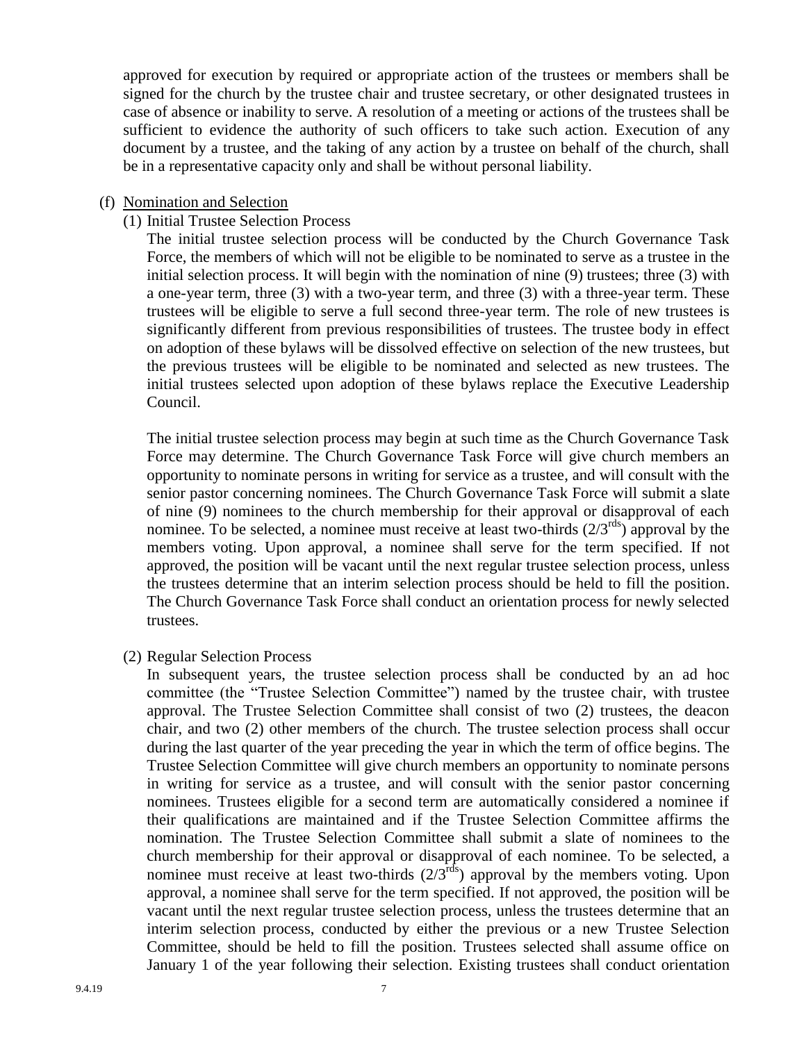approved for execution by required or appropriate action of the trustees or members shall be signed for the church by the trustee chair and trustee secretary, or other designated trustees in case of absence or inability to serve. A resolution of a meeting or actions of the trustees shall be sufficient to evidence the authority of such officers to take such action. Execution of any document by a trustee, and the taking of any action by a trustee on behalf of the church, shall be in a representative capacity only and shall be without personal liability.

(f) <u>Nomination and Selection</u>

(1) Initial Trustee Selection Process

The initial trustee selection process will be conducted by the Church Governance Task Force, the members of which will not be eligible to be nominated to serve as a trustee in the initial selection process. It will begin with the nomination of nine (9) trustees; three (3) with a one-year term, three (3) with a two-year term, and three (3) with a three-year term. These trustees will be eligible to serve a full second three-year term. The role of new trustees is significantly different from previous responsibilities of trustees. The trustee body in effect on adoption of these bylaws will be dissolved effective on selection of the new trustees, but the previous trustees will be eligible to be nominated and selected as new trustees. The initial trustees selected upon adoption of these bylaws replace the Executive Leadership Council.

The initial trustee selection process may begin at such time as the Church Governance Task Force may determine. The Church Governance Task Force will give church members an opportunity to nominate persons in writing for service as a trustee, and will consult with the senior pastor concerning nominees. The Church Governance Task Force will submit a slate of nine (9) nominees to the church membership for their approval or disapproval of each nominee. To be selected, a nominee must receive at least two-thirds ($2/3^{rds}$) approval by the members voting. Upon approval, a nominee shall serve for the term specified. If not approved, the position will be vacant until the next regular trustee selection process, unless the trustees determine that an interim selection process should be held to fill the position. The Church Governance Task Force shall conduct an orientation process for newly selected trustees.

(2) Regular Selection Process

In subsequent years, the trustee selection process shall be conducted by an ad hoc committee (the "Trustee Selection Committee") named by the trustee chair, with trustee approval. The Trustee Selection Committee shall consist of two (2) trustees, the deacon chair, and two (2) other members of the church. The trustee selection process shall occur during the last quarter of the year preceding the year in which the term of office begins. The Trustee Selection Committee will give church members an opportunity to nominate persons in writing for service as a trustee, and will consult with the senior pastor concerning nominees. Trustees eligible for a second term are automatically considered a nominee if their qualifications are maintained and if the Trustee Selection Committee affirms the nomination. The Trustee Selection Committee shall submit a slate of nominees to the church membership for their approval or disapproval of each nominee. To be selected, a nominee must receive at least two-thirds ($2/3^{rds}$) approval by the members voting. Upon approval, a nominee shall serve for the term specified. If not approved, the position will be vacant until the next regular trustee selection process, unless the trustees determine that an interim selection process, conducted by either the previous or a new Trustee Selection Committee, should be held to fill the position. Trustees selected shall assume office on January 1 of the year following their selection. Existing trustees shall conduct orientation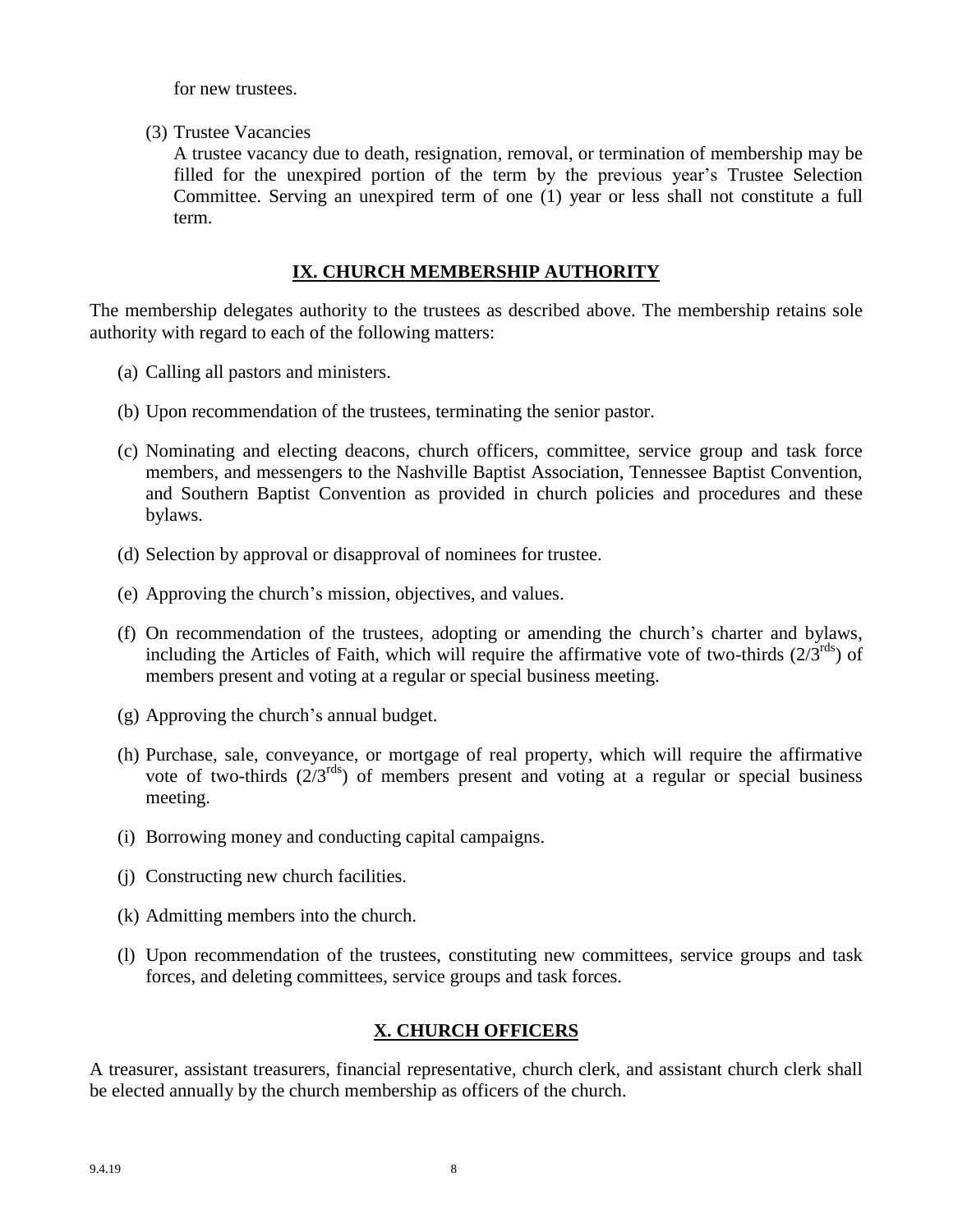for new trustees.

(3) Trustee Vacancies

A trustee vacancy due to death, resignation, removal, or termination of membership may be filled for the unexpired portion of the term by the previous year's Trustee Selection Committee. Serving an unexpired term of one (1) year or less shall not constitute a full term.

## IX. CHURCH MEMBERSHIP AUTHORITY

The membership delegates authority to the trustees as described above. The membership retains sole authority with regard to each of the following matters:

(a) Calling all pastors and ministers.

(b) Upon recommendation of the trustees, terminating the senior pastor.

(c) Nominating and electing deacons, church officers, committee, service group and task force members, and messengers to the Nashville Baptist Association, Tennessee Baptist Convention, and Southern Baptist Convention as provided in church policies and procedures and these bylaws.

(d) Selection by approval or disapproval of nominees for trustee.

(e) Approving the church's mission, objectives, and values.

(f) On recommendation of the trustees, adopting or amending the church's charter and bylaws, including the Articles of Faith, which will require the affirmative vote of two-thirds ($2/3^{rds}$) of members present and voting at a regular or special business meeting.

(g) Approving the church's annual budget.

(h) Purchase, sale, conveyance, or mortgage of real property, which will require the affirmative vote of two-thirds ($2/3^{rds}$) of members present and voting at a regular or special business meeting.

(i) Borrowing money and conducting capital campaigns.

(j) Constructing new church facilities.

(k) Admitting members into the church.

(l) Upon recommendation of the trustees, constituting new committees, service groups and task forces, and deleting committees, service groups and task forces.

## X. CHURCH OFFICERS

A treasurer, assistant treasurers, financial representative, church clerk, and assistant church clerk shall be elected annually by the church membership as officers of the church.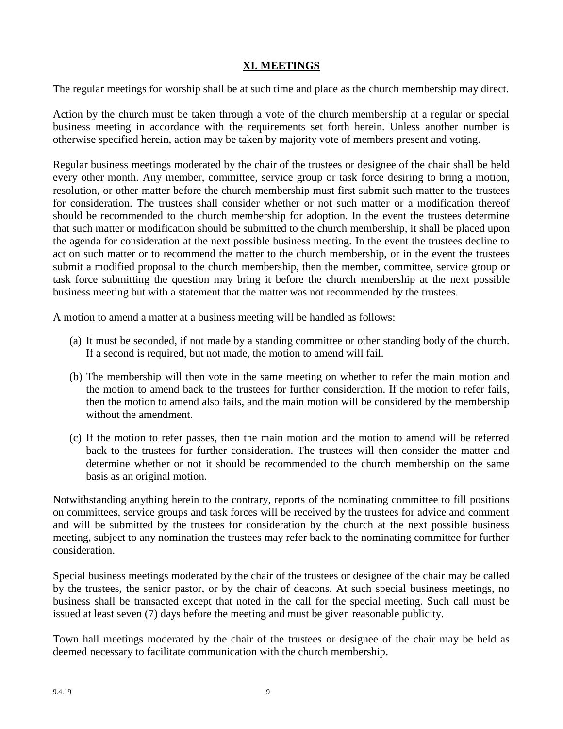## XI. MEETINGS

The regular meetings for worship shall be at such time and place as the church membership may direct.

Action by the church must be taken through a vote of the church membership at a regular or special business meeting in accordance with the requirements set forth herein. Unless another number is otherwise specified herein, action may be taken by majority vote of members present and voting.

Regular business meetings moderated by the chair of the trustees or designee of the chair shall be held every other month. Any member, committee, service group or task force desiring to bring a motion, resolution, or other matter before the church membership must first submit such matter to the trustees for consideration. The trustees shall consider whether or not such matter or a modification thereof should be recommended to the church membership for adoption. In the event the trustees determine that such matter or modification should be submitted to the church membership, it shall be placed upon the agenda for consideration at the next possible business meeting. In the event the trustees decline to act on such matter or to recommend the matter to the church membership, or in the event the trustees submit a modified proposal to the church membership, then the member, committee, service group or task force submitting the question may bring it before the church membership at the next possible business meeting but with a statement that the matter was not recommended by the trustees.

A motion to amend a matter at a business meeting will be handled as follows:

(a) It must be seconded, if not made by a standing committee or other standing body of the church. If a second is required, but not made, the motion to amend will fail.

(b) The membership will then vote in the same meeting on whether to refer the main motion and the motion to amend back to the trustees for further consideration. If the motion to refer fails, then the motion to amend also fails, and the main motion will be considered by the membership without the amendment.

(c) If the motion to refer passes, then the main motion and the motion to amend will be referred back to the trustees for further consideration. The trustees will then consider the matter and determine whether or not it should be recommended to the church membership on the same basis as an original motion.

Notwithstanding anything herein to the contrary, reports of the nominating committee to fill positions on committees, service groups and task forces will be received by the trustees for advice and comment and will be submitted by the trustees for consideration by the church at the next possible business meeting, subject to any nomination the trustees may refer back to the nominating committee for further consideration.

Special business meetings moderated by the chair of the trustees or designee of the chair may be called by the trustees, the senior pastor, or by the chair of deacons. At such special business meetings, no business shall be transacted except that noted in the call for the special meeting. Such call must be issued at least seven (7) days before the meeting and must be given reasonable publicity.

Town hall meetings moderated by the chair of the trustees or designee of the chair may be held as deemed necessary to facilitate communication with the church membership.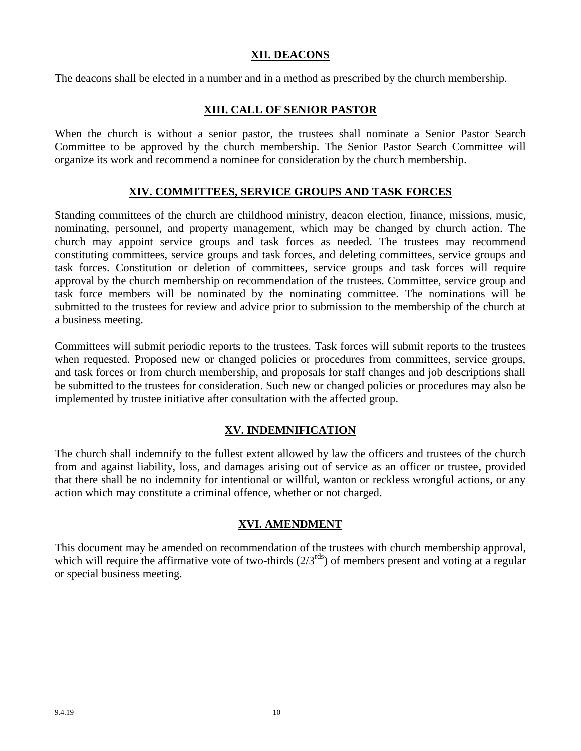## XII. DEACONS

The deacons shall be elected in a number and in a method as prescribed by the church membership.

## XIII. CALL OF SENIOR PASTOR

When the church is without a senior pastor, the trustees shall nominate a Senior Pastor Search Committee to be approved by the church membership. The Senior Pastor Search Committee will organize its work and recommend a nominee for consideration by the church membership.

## XIV. COMMITTEES, SERVICE GROUPS AND TASK FORCES

Standing committees of the church are childhood ministry, deacon election, finance, missions, music, nominating, personnel, and property management, which may be changed by church action. The church may appoint service groups and task forces as needed. The trustees may recommend constituting committees, service groups and task forces, and deleting committees, service groups and task forces. Constitution or deletion of committees, service groups and task forces will require approval by the church membership on recommendation of the trustees. Committee, service group and task force members will be nominated by the nominating committee. The nominations will be submitted to the trustees for review and advice prior to submission to the membership of the church at a business meeting.

Committees will submit periodic reports to the trustees. Task forces will submit reports to the trustees when requested. Proposed new or changed policies or procedures from committees, service groups, and task forces or from church membership, and proposals for staff changes and job descriptions shall be submitted to the trustees for consideration. Such new or changed policies or procedures may also be implemented by trustee initiative after consultation with the affected group.

## XV. INDEMNIFICATION

The church shall indemnify to the fullest extent allowed by law the officers and trustees of the church from and against liability, loss, and damages arising out of service as an officer or trustee, provided that there shall be no indemnity for intentional or willful, wanton or reckless wrongful actions, or any action which may constitute a criminal offence, whether or not charged.

## XVI. AMENDMENT

This document may be amended on recommendation of the trustees with church membership approval, which will require the affirmative vote of two-thirds (2/3rds) of members present and voting at a regular or special business meeting.